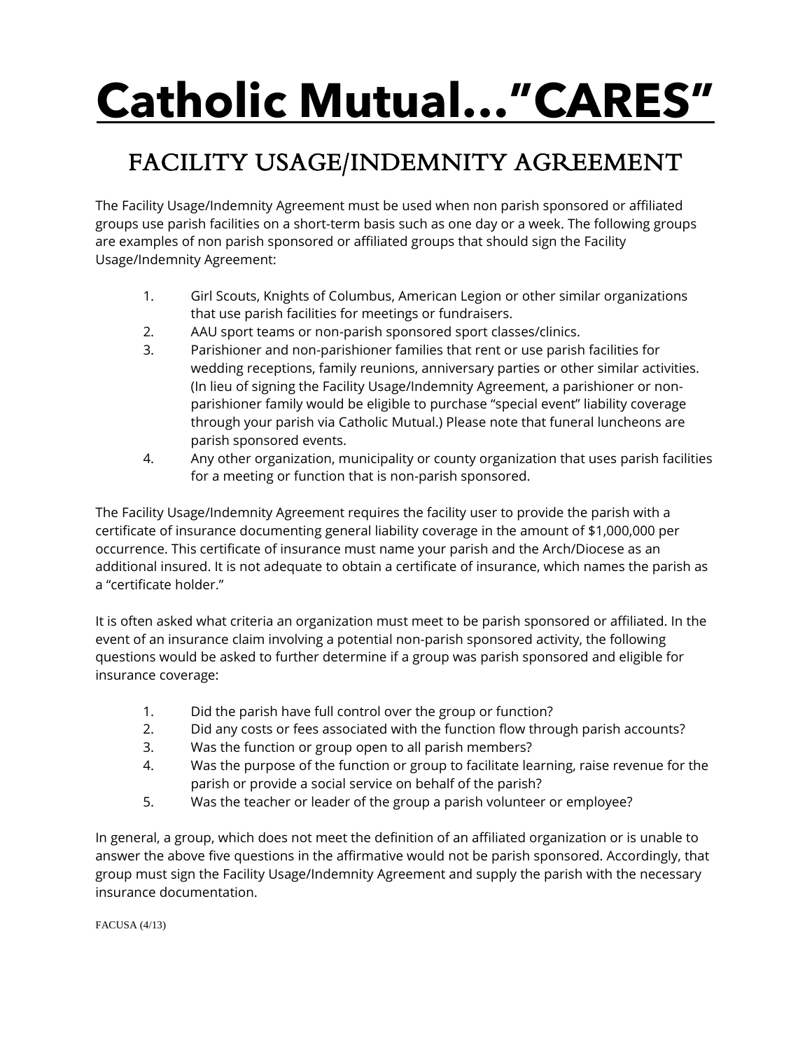# Catholic Mutual…"CARES"

## FACILITY USAGE/INDEMNITY AGREEMENT

The Facility Usage/Indemnity Agreement must be used when non parish sponsored or affiliated groups use parish facilities on a short-term basis such as one day or a week. The following groups are examples of non parish sponsored or affiliated groups that should sign the Facility Usage/Indemnity Agreement:

1. Girl Scouts, Knights of Columbus, American Legion or other similar organizations that use parish facilities for meetings or fundraisers.
2. AAU sport teams or non-parish sponsored sport classes/clinics.
3. Parishioner and non-parishioner families that rent or use parish facilities for wedding receptions, family reunions, anniversary parties or other similar activities. (In lieu of signing the Facility Usage/Indemnity Agreement, a parishioner or non-parishioner family would be eligible to purchase "special event" liability coverage through your parish via Catholic Mutual.) Please note that funeral luncheons are parish sponsored events.
4. Any other organization, municipality or county organization that uses parish facilities for a meeting or function that is non-parish sponsored.

The Facility Usage/Indemnity Agreement requires the facility user to provide the parish with a certificate of insurance documenting general liability coverage in the amount of $1,000,000 per occurrence. This certificate of insurance must name your parish and the Arch/Diocese as an additional insured. It is not adequate to obtain a certificate of insurance, which names the parish as a "certificate holder."

It is often asked what criteria an organization must meet to be parish sponsored or affiliated. In the event of an insurance claim involving a potential non-parish sponsored activity, the following questions would be asked to further determine if a group was parish sponsored and eligible for insurance coverage:

1. Did the parish have full control over the group or function?
2. Did any costs or fees associated with the function flow through parish accounts?
3. Was the function or group open to all parish members?
4. Was the purpose of the function or group to facilitate learning, raise revenue for the parish or provide a social service on behalf of the parish?
5. Was the teacher or leader of the group a parish volunteer or employee?

In general, a group, which does not meet the definition of an affiliated organization or is unable to answer the above five questions in the affirmative would not be parish sponsored. Accordingly, that group must sign the Facility Usage/Indemnity Agreement and supply the parish with the necessary insurance documentation.

FACUSA (4/13)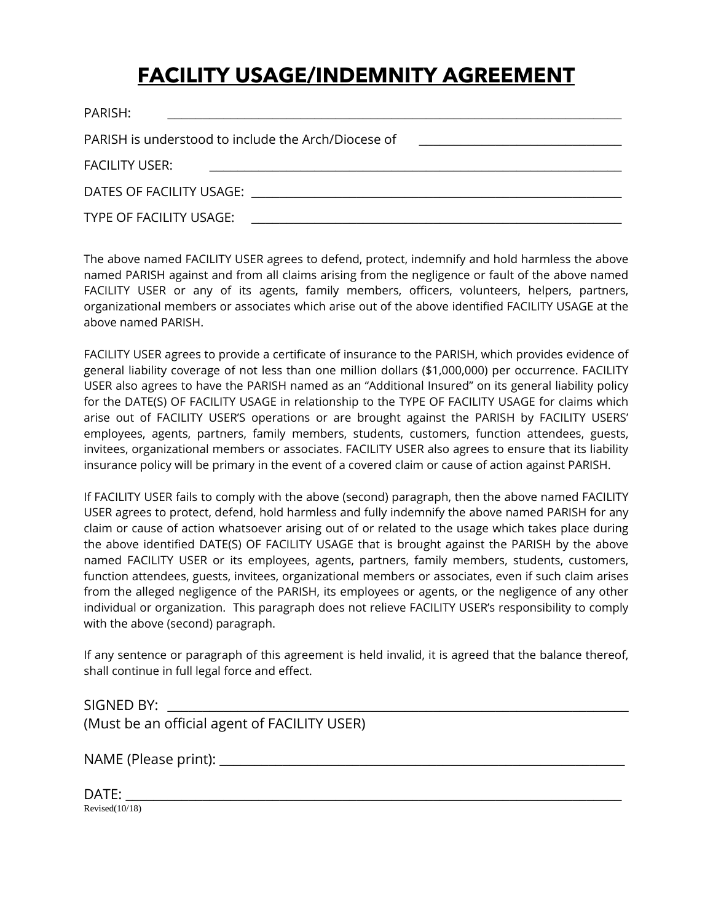# FACILITY USAGE/INDEMNITY AGREEMENT

PARISH: ______________________________________________________________________

PARISH is understood to include the Arch/Diocese of ________________________________

FACILITY USER: _________________________________________________________________

DATES OF FACILITY USAGE: _______________________________________________________

TYPE OF FACILITY USAGE: ________________________________________________________

The above named FACILITY USER agrees to defend, protect, indemnify and hold harmless the above named PARISH against and from all claims arising from the negligence or fault of the above named FACILITY USER or any of its agents, family members, officers, volunteers, helpers, partners, organizational members or associates which arise out of the above identified FACILITY USAGE at the above named PARISH.

FACILITY USER agrees to provide a certificate of insurance to the PARISH, which provides evidence of general liability coverage of not less than one million dollars ($1,000,000) per occurrence. FACILITY USER also agrees to have the PARISH named as an "Additional Insured" on its general liability policy for the DATE(S) OF FACILITY USAGE in relationship to the TYPE OF FACILITY USAGE for claims which arise out of FACILITY USER'S operations or are brought against the PARISH by FACILITY USERS' employees, agents, partners, family members, students, customers, function attendees, guests, invitees, organizational members or associates. FACILITY USER also agrees to ensure that its liability insurance policy will be primary in the event of a covered claim or cause of action against PARISH.

If FACILITY USER fails to comply with the above (second) paragraph, then the above named FACILITY USER agrees to protect, defend, hold harmless and fully indemnify the above named PARISH for any claim or cause of action whatsoever arising out of or related to the usage which takes place during the above identified DATE(S) OF FACILITY USAGE that is brought against the PARISH by the above named FACILITY USER or its employees, agents, partners, family members, students, customers, function attendees, guests, invitees, organizational members or associates, even if such claim arises from the alleged negligence of the PARISH, its employees or agents, or the negligence of any other individual or organization. This paragraph does not relieve FACILITY USER's responsibility to comply with the above (second) paragraph.

If any sentence or paragraph of this agreement is held invalid, it is agreed that the balance thereof, shall continue in full legal force and effect.

SIGNED BY: ______________________________________________________________
(Must be an official agent of FACILITY USER)

NAME (Please print): ______________________________________________________

DATE: __________________________________________________________________

Revised(10/18)